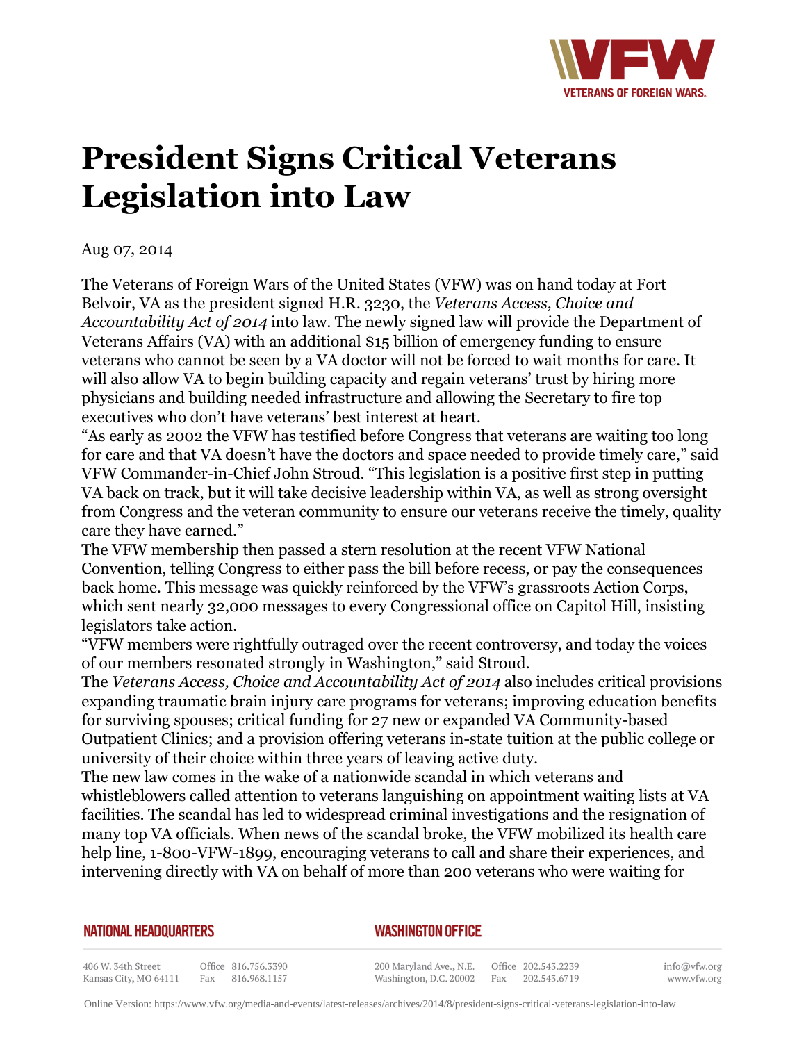# President Signs Critical Veterans Legislation into Law

Aug 07, 2014

The Veterans of Foreign Wars of the United States (VFW) was on hand today at Fort Belvoir, VA as the president signed H.R. 3230, the *Veterans Access, Choice and Accountability Act of 2014* into law. The newly signed law will provide the Department of Veterans Affairs (VA) with an additional $15 billion of emergency funding to ensure veterans who cannot be seen by a VA doctor will not be forced to wait months for care. It will also allow VA to begin building capacity and regain veterans' trust by hiring more physicians and building needed infrastructure and allowing the Secretary to fire top executives who don't have veterans' best interest at heart.

"As early as 2002 the VFW has testified before Congress that veterans are waiting too long for care and that VA doesn't have the doctors and space needed to provide timely care," said VFW Commander-in-Chief John Stroud. "This legislation is a positive first step in putting VA back on track, but it will take decisive leadership within VA, as well as strong oversight from Congress and the veteran community to ensure our veterans receive the timely, quality care they have earned."

The VFW membership then passed a stern resolution at the recent VFW National Convention, telling Congress to either pass the bill before recess, or pay the consequences back home. This message was quickly reinforced by the VFW's grassroots Action Corps, which sent nearly 32,000 messages to every Congressional office on Capitol Hill, insisting legislators take action.

"VFW members were rightfully outraged over the recent controversy, and today the voices of our members resonated strongly in Washington," said Stroud.

The *Veterans Access, Choice and Accountability Act of 2014* also includes critical provisions expanding traumatic brain injury care programs for veterans; improving education benefits for surviving spouses; critical funding for 27 new or expanded VA Community-based Outpatient Clinics; and a provision offering veterans in-state tuition at the public college or university of their choice within three years of leaving active duty.

The new law comes in the wake of a nationwide scandal in which veterans and whistleblowers called attention to veterans languishing on appointment waiting lists at VA facilities. The scandal has led to widespread criminal investigations and the resignation of many top VA officials. When news of the scandal broke, the VFW mobilized its health care help line, 1-800-VFW-1899, encouraging veterans to call and share their experiences, and intervening directly with VA on behalf of more than 200 veterans who were waiting for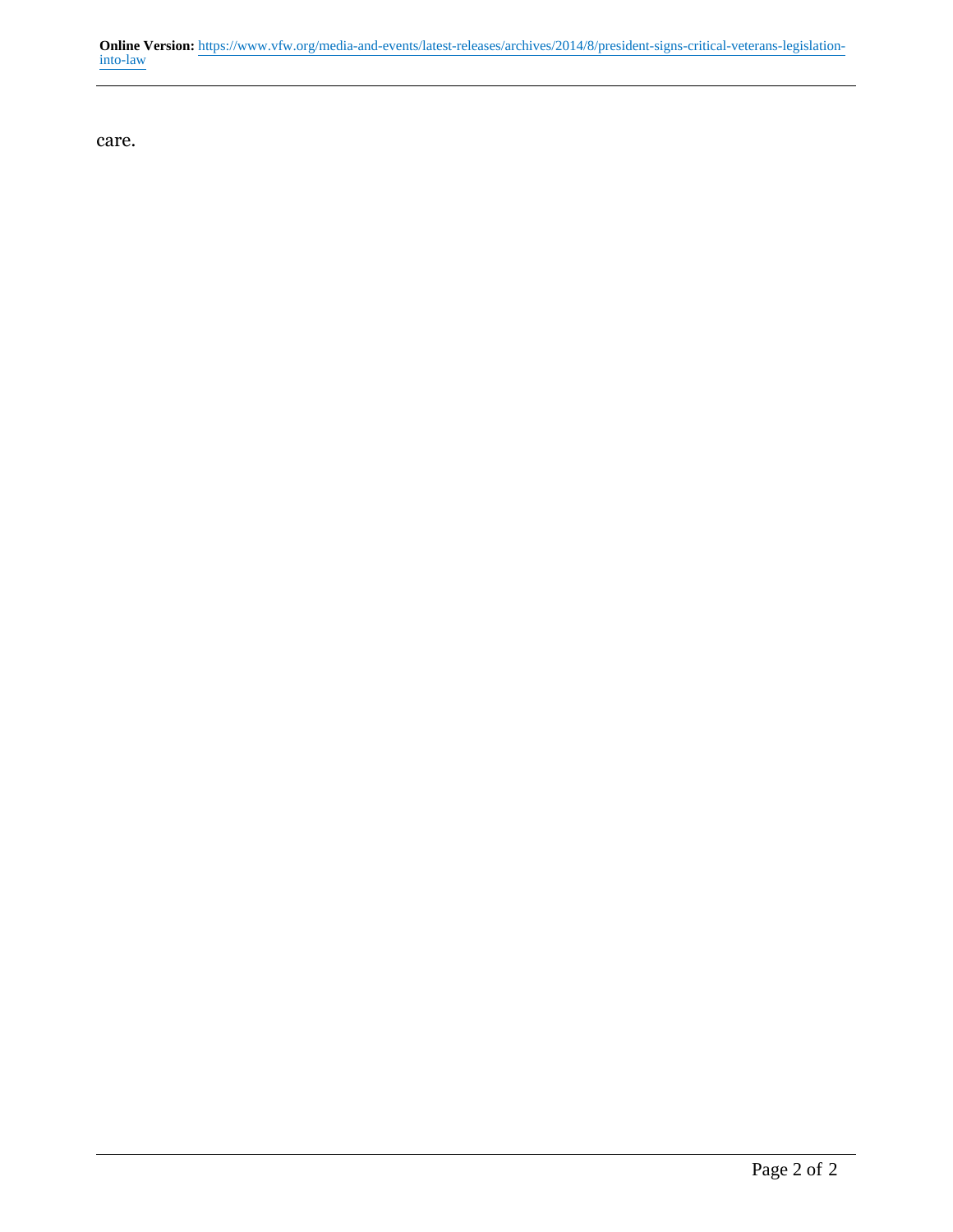care.